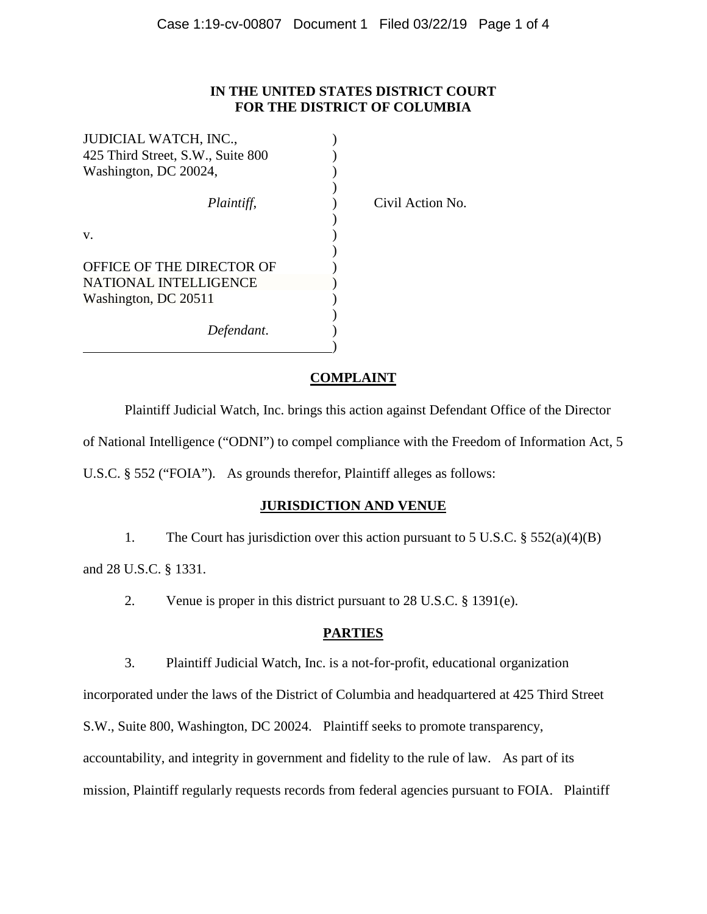**IN THE UNITED STATES DISTRICT COURT**
**FOR THE DISTRICT OF COLUMBIA**

| | | |
|---|---|---|
| JUDICIAL WATCH, INC.,<br>425 Third Street, S.W., Suite 800<br>Washington, DC 20024,<br><br>*Plaintiff*,<br><br>v.<br><br>OFFICE OF THE DIRECTOR OF NATIONAL INTELLIGENCE<br>Washington, DC 20511<br><br>*Defendant*. | ) | Civil Action No. |

## COMPLAINT

Plaintiff Judicial Watch, Inc. brings this action against Defendant Office of the Director of National Intelligence ("ODNI") to compel compliance with the Freedom of Information Act, 5 U.S.C. § 552 ("FOIA"). As grounds therefor, Plaintiff alleges as follows:

## JURISDICTION AND VENUE

1. The Court has jurisdiction over this action pursuant to 5 U.S.C. § 552(a)(4)(B) and 28 U.S.C. § 1331.

2. Venue is proper in this district pursuant to 28 U.S.C. § 1391(e).

## PARTIES

3. Plaintiff Judicial Watch, Inc. is a not-for-profit, educational organization incorporated under the laws of the District of Columbia and headquartered at 425 Third Street S.W., Suite 800, Washington, DC 20024. Plaintiff seeks to promote transparency, accountability, and integrity in government and fidelity to the rule of law. As part of its mission, Plaintiff regularly requests records from federal agencies pursuant to FOIA. Plaintiff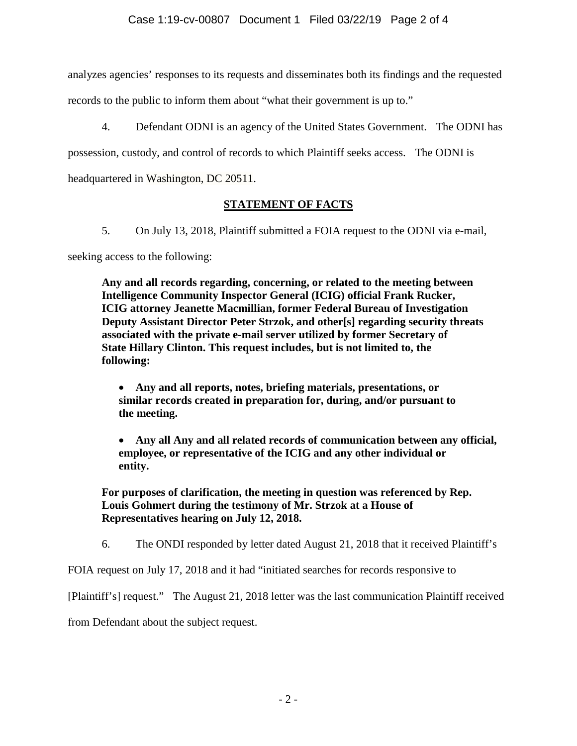analyzes agencies' responses to its requests and disseminates both its findings and the requested records to the public to inform them about "what their government is up to."

4. Defendant ODNI is an agency of the United States Government. The ODNI has possession, custody, and control of records to which Plaintiff seeks access. The ODNI is headquartered in Washington, DC 20511.

## STATEMENT OF FACTS

5. On July 13, 2018, Plaintiff submitted a FOIA request to the ODNI via e-mail, seeking access to the following:

> **Any and all records regarding, concerning, or related to the meeting between Intelligence Community Inspector General (ICIG) official Frank Rucker, ICIG attorney Jeanette Macmillian, former Federal Bureau of Investigation Deputy Assistant Director Peter Strzok, and other[s] regarding security threats associated with the private e-mail server utilized by former Secretary of State Hillary Clinton. This request includes, but is not limited to, the following:**
>
> - **Any and all reports, notes, briefing materials, presentations, or similar records created in preparation for, during, and/or pursuant to the meeting.**
>
> - **Any all Any and all related records of communication between any official, employee, or representative of the ICIG and any other individual or entity.**
>
> **For purposes of clarification, the meeting in question was referenced by Rep. Louis Gohmert during the testimony of Mr. Strzok at a House of Representatives hearing on July 12, 2018.**

6. The ONDI responded by letter dated August 21, 2018 that it received Plaintiff's FOIA request on July 17, 2018 and it had "initiated searches for records responsive to [Plaintiff's] request." The August 21, 2018 letter was the last communication Plaintiff received from Defendant about the subject request.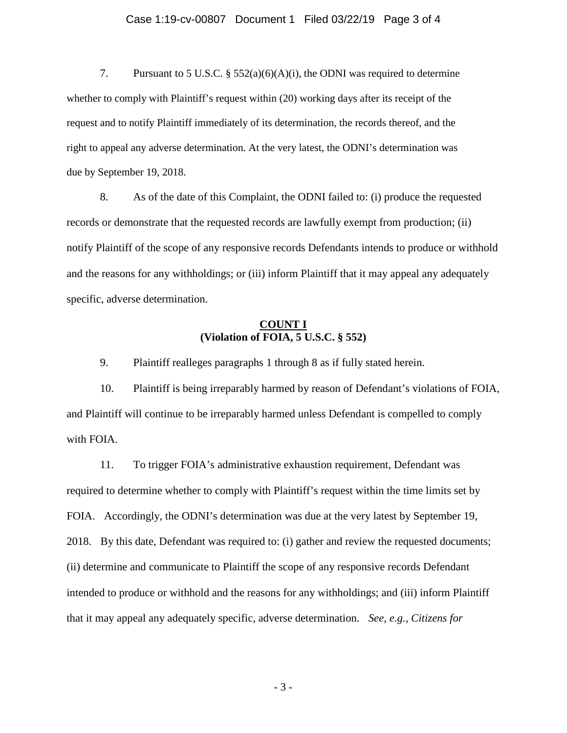7. Pursuant to 5 U.S.C. § 552(a)(6)(A)(i), the ODNI was required to determine whether to comply with Plaintiff's request within (20) working days after its receipt of the request and to notify Plaintiff immediately of its determination, the records thereof, and the right to appeal any adverse determination. At the very latest, the ODNI's determination was due by September 19, 2018.

8. As of the date of this Complaint, the ODNI failed to: (i) produce the requested records or demonstrate that the requested records are lawfully exempt from production; (ii) notify Plaintiff of the scope of any responsive records Defendants intends to produce or withhold and the reasons for any withholdings; or (iii) inform Plaintiff that it may appeal any adequately specific, adverse determination.

**COUNT I**
**(Violation of FOIA, 5 U.S.C. § 552)**

9. Plaintiff realleges paragraphs 1 through 8 as if fully stated herein.

10. Plaintiff is being irreparably harmed by reason of Defendant's violations of FOIA, and Plaintiff will continue to be irreparably harmed unless Defendant is compelled to comply with FOIA.

11. To trigger FOIA's administrative exhaustion requirement, Defendant was required to determine whether to comply with Plaintiff's request within the time limits set by FOIA. Accordingly, the ODNI's determination was due at the very latest by September 19, 2018. By this date, Defendant was required to: (i) gather and review the requested documents; (ii) determine and communicate to Plaintiff the scope of any responsive records Defendant intended to produce or withhold and the reasons for any withholdings; and (iii) inform Plaintiff that it may appeal any adequately specific, adverse determination. *See, e.g.*, *Citizens for*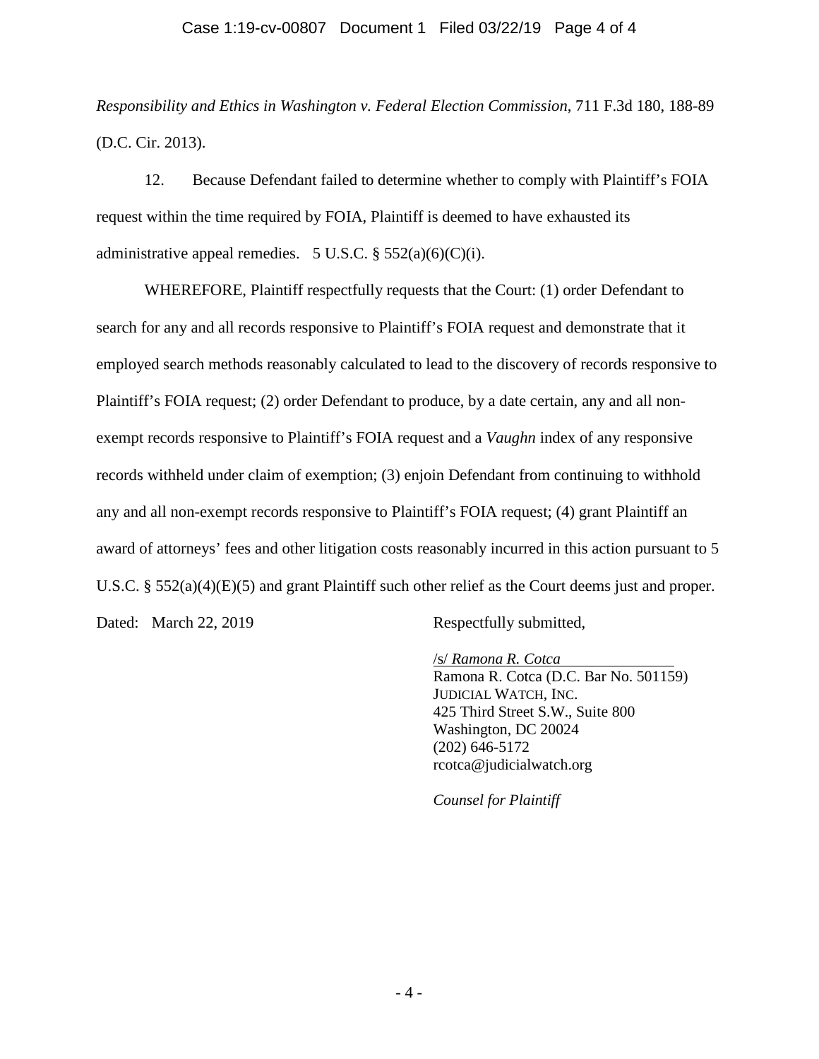*Responsibility and Ethics in Washington v. Federal Election Commission*, 711 F.3d 180, 188-89 (D.C. Cir. 2013).

12. Because Defendant failed to determine whether to comply with Plaintiff's FOIA request within the time required by FOIA, Plaintiff is deemed to have exhausted its administrative appeal remedies. 5 U.S.C. § 552(a)(6)(C)(i).

WHEREFORE, Plaintiff respectfully requests that the Court: (1) order Defendant to search for any and all records responsive to Plaintiff's FOIA request and demonstrate that it employed search methods reasonably calculated to lead to the discovery of records responsive to Plaintiff's FOIA request; (2) order Defendant to produce, by a date certain, any and all non-exempt records responsive to Plaintiff's FOIA request and a *Vaughn* index of any responsive records withheld under claim of exemption; (3) enjoin Defendant from continuing to withhold any and all non-exempt records responsive to Plaintiff's FOIA request; (4) grant Plaintiff an award of attorneys' fees and other litigation costs reasonably incurred in this action pursuant to 5 U.S.C. § 552(a)(4)(E)(5) and grant Plaintiff such other relief as the Court deems just and proper.

Dated: March 22, 2019

Respectfully submitted,

/s/ *Ramona R. Cotca*
Ramona R. Cotca (D.C. Bar No. 501159)
JUDICIAL WATCH, INC.
425 Third Street S.W., Suite 800
Washington, DC 20024
(202) 646-5172
rcotca@judicialwatch.org

*Counsel for Plaintiff*